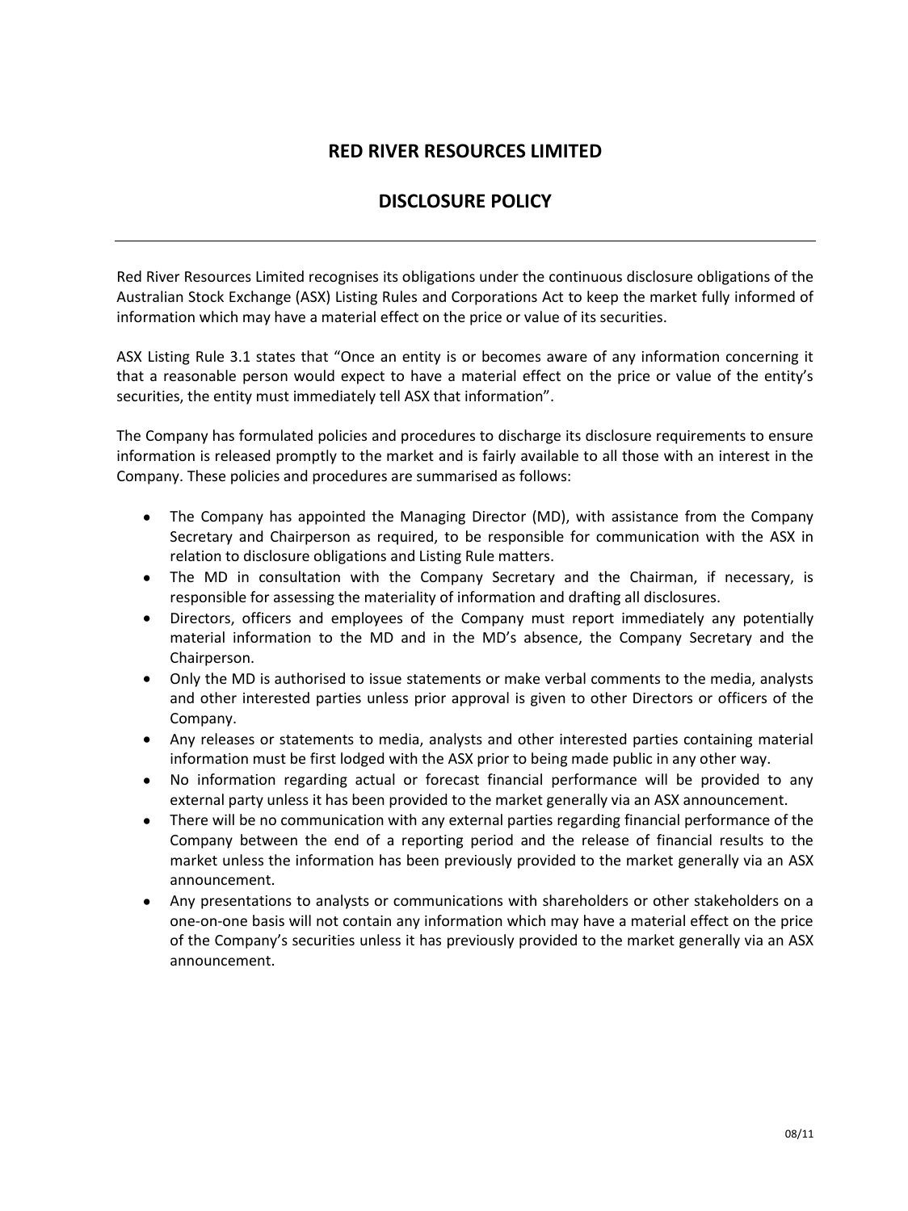# RED RIVER RESOURCES LIMITED

## DISCLOSURE POLICY

---

Red River Resources Limited recognises its obligations under the continuous disclosure obligations of the Australian Stock Exchange (ASX) Listing Rules and Corporations Act to keep the market fully informed of information which may have a material effect on the price or value of its securities.

ASX Listing Rule 3.1 states that "Once an entity is or becomes aware of any information concerning it that a reasonable person would expect to have a material effect on the price or value of the entity's securities, the entity must immediately tell ASX that information".

The Company has formulated policies and procedures to discharge its disclosure requirements to ensure information is released promptly to the market and is fairly available to all those with an interest in the Company. These policies and procedures are summarised as follows:

- The Company has appointed the Managing Director (MD), with assistance from the Company Secretary and Chairperson as required, to be responsible for communication with the ASX in relation to disclosure obligations and Listing Rule matters.
- The MD in consultation with the Company Secretary and the Chairman, if necessary, is responsible for assessing the materiality of information and drafting all disclosures.
- Directors, officers and employees of the Company must report immediately any potentially material information to the MD and in the MD's absence, the Company Secretary and the Chairperson.
- Only the MD is authorised to issue statements or make verbal comments to the media, analysts and other interested parties unless prior approval is given to other Directors or officers of the Company.
- Any releases or statements to media, analysts and other interested parties containing material information must be first lodged with the ASX prior to being made public in any other way.
- No information regarding actual or forecast financial performance will be provided to any external party unless it has been provided to the market generally via an ASX announcement.
- There will be no communication with any external parties regarding financial performance of the Company between the end of a reporting period and the release of financial results to the market unless the information has been previously provided to the market generally via an ASX announcement.
- Any presentations to analysts or communications with shareholders or other stakeholders on a one-on-one basis will not contain any information which may have a material effect on the price of the Company's securities unless it has previously provided to the market generally via an ASX announcement.

08/11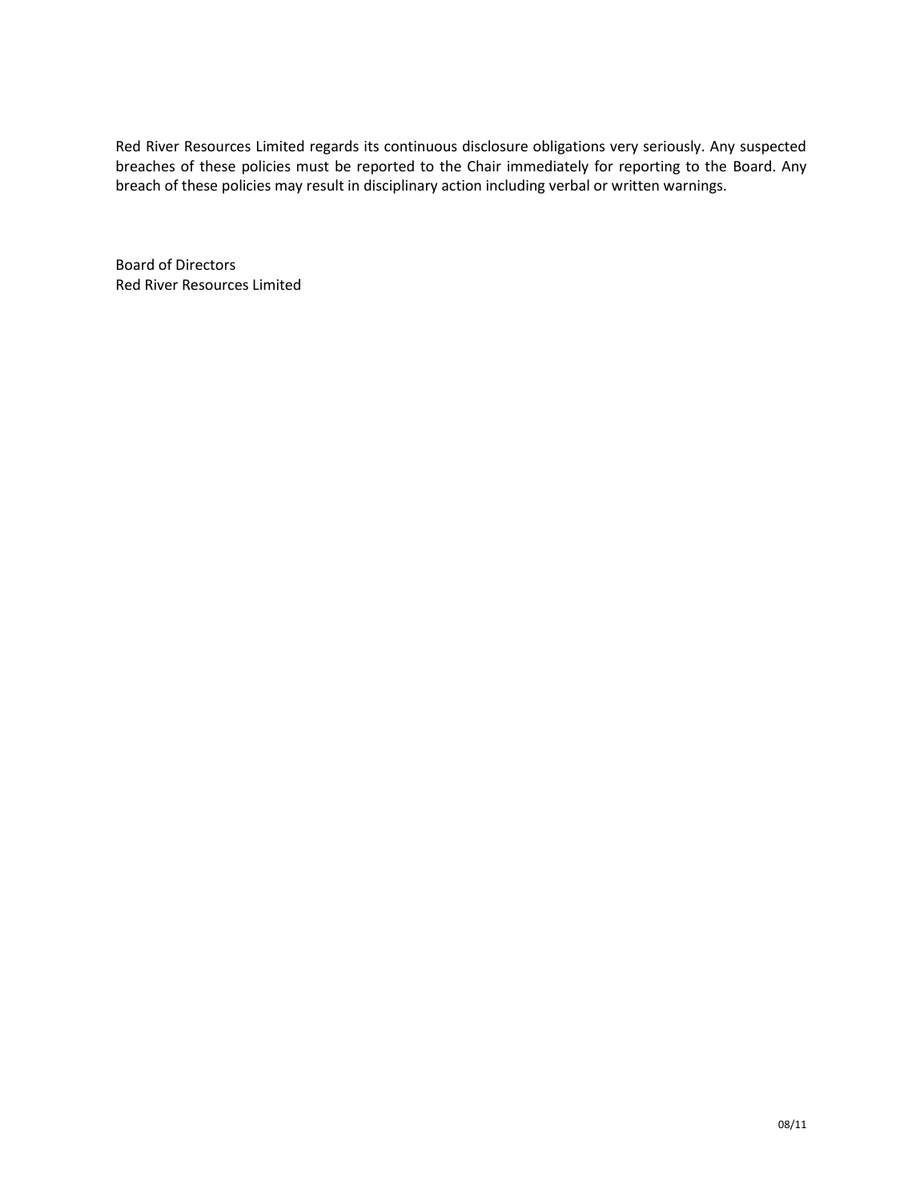Red River Resources Limited regards its continuous disclosure obligations very seriously. Any suspected breaches of these policies must be reported to the Chair immediately for reporting to the Board. Any breach of these policies may result in disciplinary action including verbal or written warnings.

Board of Directors
Red River Resources Limited

08/11